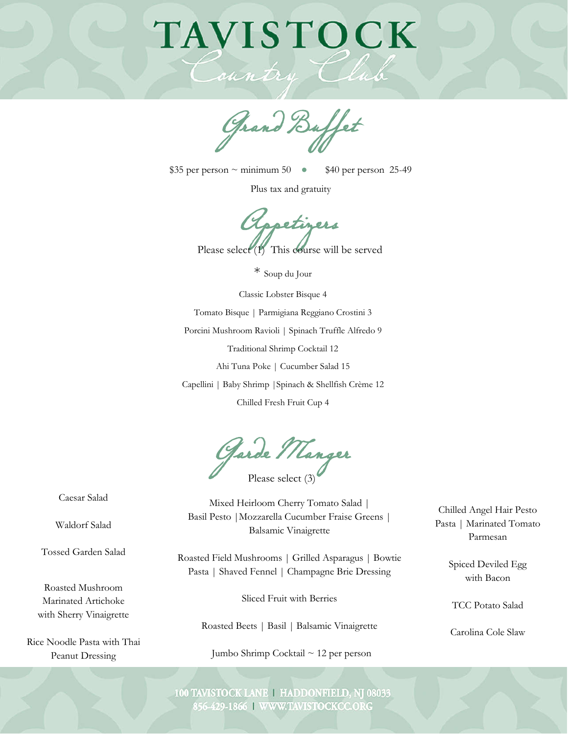# TAVISTOCK

Country Club

## Grand Buffet

$35 per person ~ minimum 50 • $40 per person 25-49

Plus tax and gratuity

### Appetizers

Please select (1) This course will be served

* Soup du Jour

Classic Lobster Bisque 4

Tomato Bisque | Parmigiana Reggiano Crostini 3

Porcini Mushroom Ravioli | Spinach Truffle Alfredo 9

Traditional Shrimp Cocktail 12

Ahi Tuna Poke | Cucumber Salad 15

Capellini | Baby Shrimp |Spinach & Shellfish Crème 12

Chilled Fresh Fruit Cup 4

### Garde Manger

Please select (3)

Caesar Salad

Waldorf Salad

Tossed Garden Salad

Roasted Mushroom Marinated Artichoke with Sherry Vinaigrette

Rice Noodle Pasta with Thai Peanut Dressing

Mixed Heirloom Cherry Tomato Salad | Basil Pesto |Mozzarella Cucumber Fraise Greens | Balsamic Vinaigrette

Roasted Field Mushrooms | Grilled Asparagus | Bowtie Pasta | Shaved Fennel | Champagne Brie Dressing

Sliced Fruit with Berries

Roasted Beets | Basil | Balsamic Vinaigrette

Jumbo Shrimp Cocktail ~ 12 per person

Chilled Angel Hair Pesto Pasta | Marinated Tomato Parmesan

Spiced Deviled Egg with Bacon

TCC Potato Salad

Carolina Cole Slaw

100 TAVISTOCK LANE | HADDONFIELD, NJ 08033
856-429-1866 | WWW.TAVISTOCKCC.ORG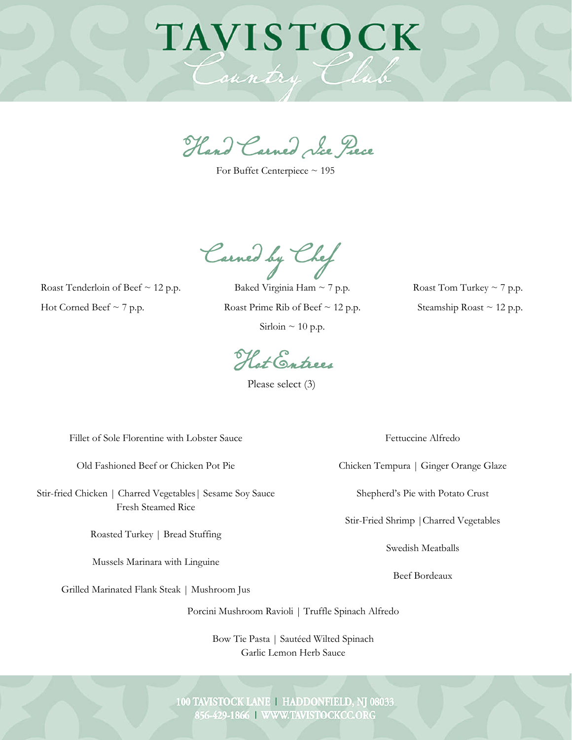# TAVISTOCK Country Club

## Hand Carved Ice Piece

For Buffet Centerpiece ~ 195

## Carved by Chef

Roast Tenderloin of Beef ~ 12 p.p.

Hot Corned Beef ~ 7 p.p.

Baked Virginia Ham ~ 7 p.p.

Roast Prime Rib of Beef ~ 12 p.p.

Sirloin ~ 10 p.p.

Roast Tom Turkey ~ 7 p.p.

Steamship Roast ~ 12 p.p.

## Hot Entrees

Please select (3)

Fillet of Sole Florentine with Lobster Sauce

Old Fashioned Beef or Chicken Pot Pie

Stir-fried Chicken | Charred Vegetables | Sesame Soy Sauce
Fresh Steamed Rice

Roasted Turkey | Bread Stuffing

Mussels Marinara with Linguine

Grilled Marinated Flank Steak | Mushroom Jus

Fettuccine Alfredo

Chicken Tempura | Ginger Orange Glaze

Shepherd's Pie with Potato Crust

Stir-Fried Shrimp | Charred Vegetables

Swedish Meatballs

Beef Bordeaux

Porcini Mushroom Ravioli | Truffle Spinach Alfredo

Bow Tie Pasta | Sautéed Wilted Spinach
Garlic Lemon Herb Sauce

100 TAVISTOCK LANE | HADDONFIELD, NJ 08033
856-429-1866 | WWW.TAVISTOCKCC.ORG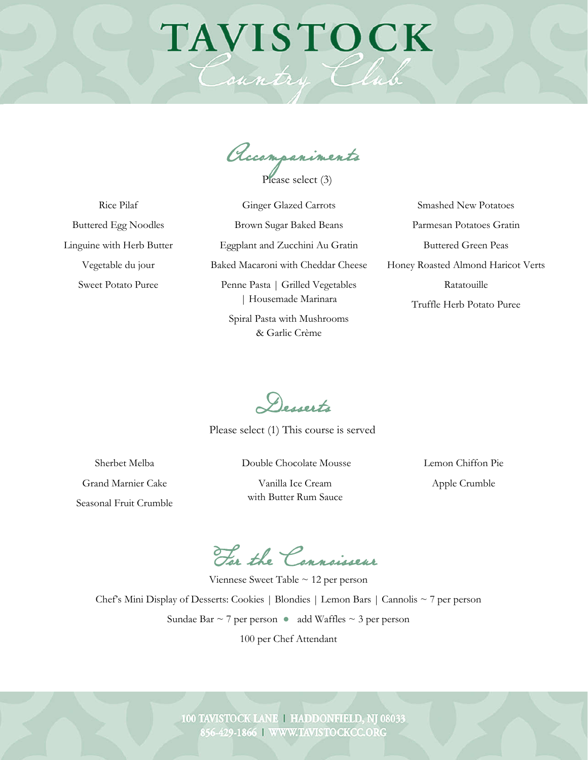# TAVISTOCK
## Country Club

## Accompaniments

Please select (3)

Rice Pilaf

Buttered Egg Noodles

Linguine with Herb Butter

Vegetable du jour

Sweet Potato Puree

Ginger Glazed Carrots

Brown Sugar Baked Beans

Eggplant and Zucchini Au Gratin

Baked Macaroni with Cheddar Cheese

Penne Pasta | Grilled Vegetables | Housemade Marinara

Spiral Pasta with Mushrooms & Garlic Crème

Smashed New Potatoes

Parmesan Potatoes Gratin

Buttered Green Peas

Honey Roasted Almond Haricot Verts

Ratatouille

Truffle Herb Potato Puree

## Desserts

Please select (1) This course is served

Sherbet Melba

Grand Marnier Cake

Seasonal Fruit Crumble

Double Chocolate Mousse

Vanilla Ice Cream with Butter Rum Sauce

Lemon Chiffon Pie

Apple Crumble

## For the Connoisseur

Viennese Sweet Table ~ 12 per person

Chef's Mini Display of Desserts: Cookies | Blondies | Lemon Bars | Cannolis ~ 7 per person

Sundae Bar ~ 7 per person • add Waffles ~ 3 per person

100 per Chef Attendant

100 TAVISTOCK LANE | HADDONFIELD, NJ 08033
856-429-1866 | WWW.TAVISTOCKCC.ORG